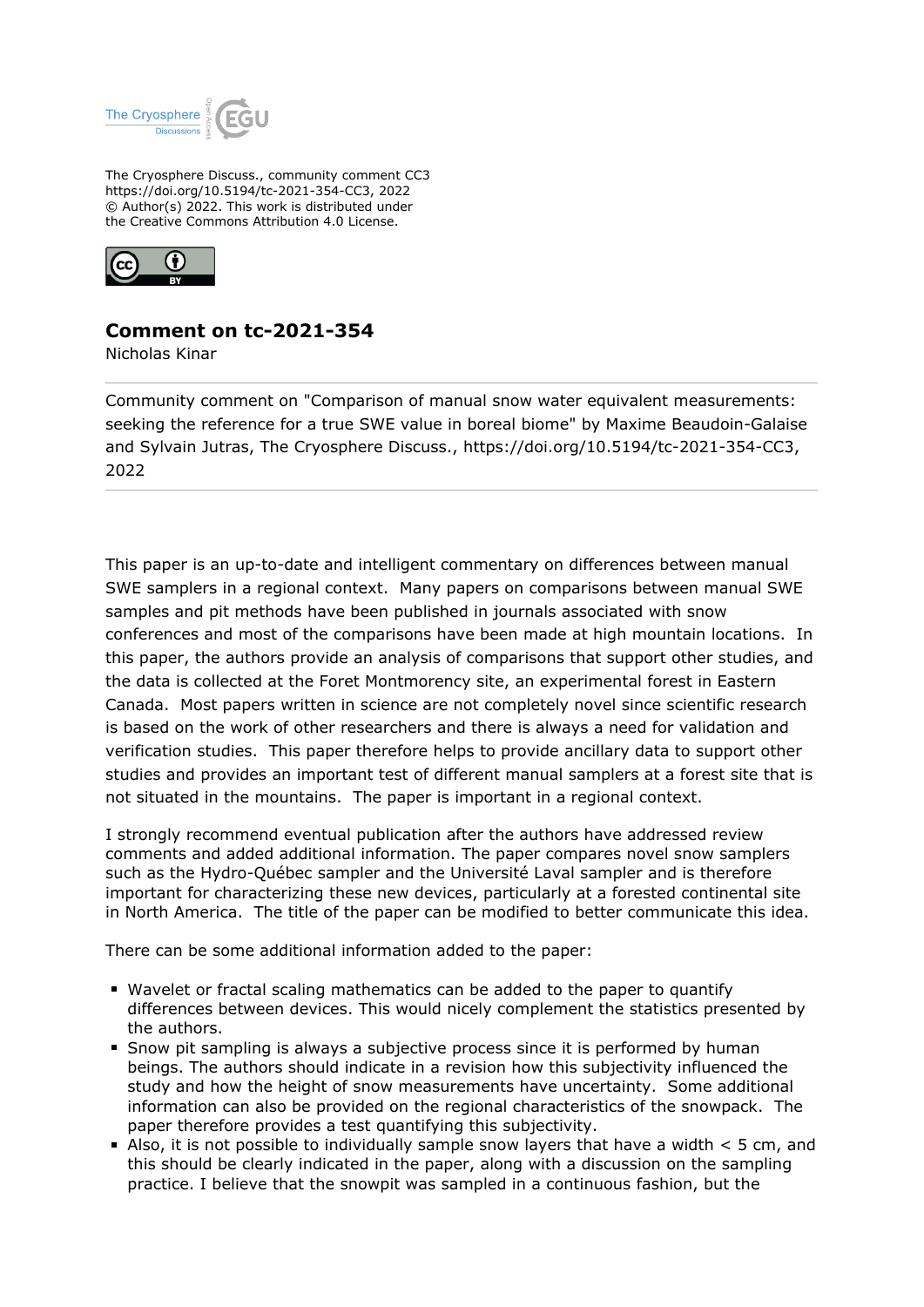The Cryosphere Discuss., community comment CC3
https://doi.org/10.5194/tc-2021-354-CC3, 2022
© Author(s) 2022. This work is distributed under
the Creative Commons Attribution 4.0 License.

# Comment on tc-2021-354

Nicholas Kinar

Community comment on "Comparison of manual snow water equivalent measurements: seeking the reference for a true SWE value in boreal biome" by Maxime Beaudoin-Galaise and Sylvain Jutras, The Cryosphere Discuss., https://doi.org/10.5194/tc-2021-354-CC3, 2022

---

This paper is an up-to-date and intelligent commentary on differences between manual SWE samplers in a regional context. Many papers on comparisons between manual SWE samples and pit methods have been published in journals associated with snow conferences and most of the comparisons have been made at high mountain locations. In this paper, the authors provide an analysis of comparisons that support other studies, and the data is collected at the Foret Montmorency site, an experimental forest in Eastern Canada. Most papers written in science are not completely novel since scientific research is based on the work of other researchers and there is always a need for validation and verification studies. This paper therefore helps to provide ancillary data to support other studies and provides an important test of different manual samplers at a forest site that is not situated in the mountains. The paper is important in a regional context.

I strongly recommend eventual publication after the authors have addressed review comments and added additional information. The paper compares novel snow samplers such as the Hydro-Québec sampler and the Université Laval sampler and is therefore important for characterizing these new devices, particularly at a forested continental site in North America. The title of the paper can be modified to better communicate this idea.

There can be some additional information added to the paper:

- Wavelet or fractal scaling mathematics can be added to the paper to quantify differences between devices. This would nicely complement the statistics presented by the authors.
- Snow pit sampling is always a subjective process since it is performed by human beings. The authors should indicate in a revision how this subjectivity influenced the study and how the height of snow measurements have uncertainty. Some additional information can also be provided on the regional characteristics of the snowpack. The paper therefore provides a test quantifying this subjectivity.
- Also, it is not possible to individually sample snow layers that have a width < 5 cm, and this should be clearly indicated in the paper, along with a discussion on the sampling practice. I believe that the snowpit was sampled in a continuous fashion, but the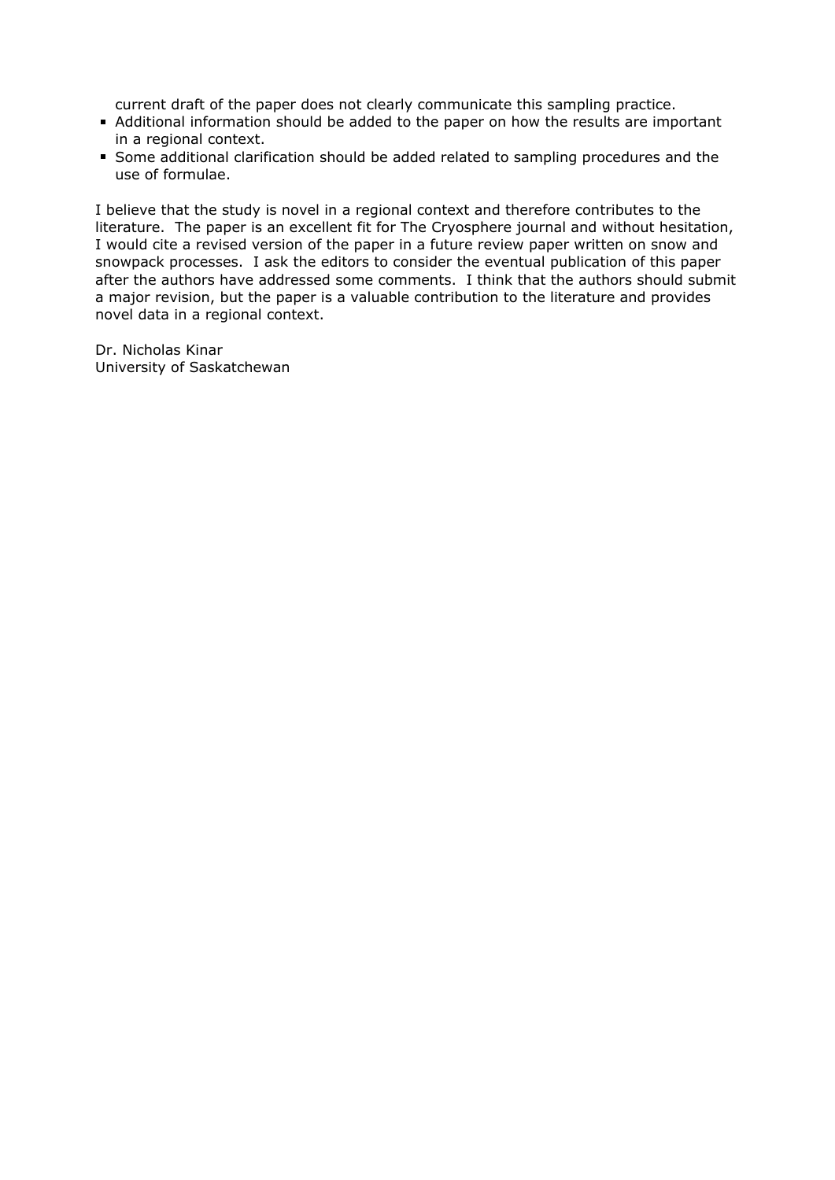current draft of the paper does not clearly communicate this sampling practice.

- Additional information should be added to the paper on how the results are important in a regional context.
- Some additional clarification should be added related to sampling procedures and the use of formulae.

I believe that the study is novel in a regional context and therefore contributes to the literature. The paper is an excellent fit for The Cryosphere journal and without hesitation, I would cite a revised version of the paper in a future review paper written on snow and snowpack processes. I ask the editors to consider the eventual publication of this paper after the authors have addressed some comments. I think that the authors should submit a major revision, but the paper is a valuable contribution to the literature and provides novel data in a regional context.

Dr. Nicholas Kinar
University of Saskatchewan